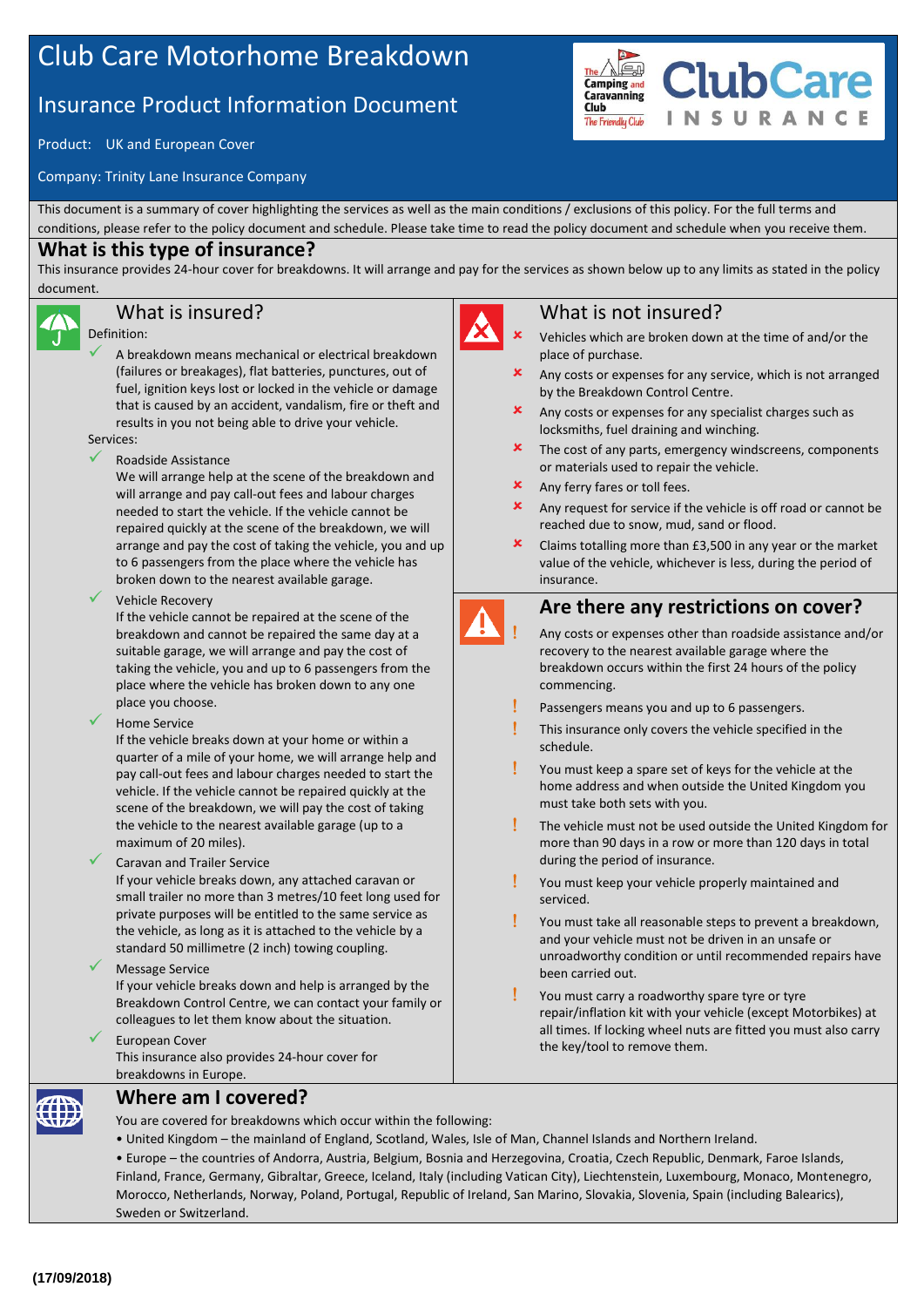# Club Care Motorhome Breakdown

## Insurance Product Information Document

Product: UK and European Cover

Company: Trinity Lane Insurance Company

This document is a summary of cover highlighting the services as well as the main conditions / exclusions of this policy. For the full terms and conditions, please refer to the policy document and schedule. Please take time to read the policy document and schedule when you receive them.

## What is this type of insurance?

This insurance provides 24-hour cover for breakdowns. It will arrange and pay for the services as shown below up to any limits as stated in the policy document.

## What is insured?

Definition:

- ✓ A breakdown means mechanical or electrical breakdown (failures or breakages), flat batteries, punctures, out of fuel, ignition keys lost or locked in the vehicle or damage that is caused by an accident, vandalism, fire or theft and results in you not being able to drive your vehicle.

Services:

- ✓ Roadside Assistance
  We will arrange help at the scene of the breakdown and will arrange and pay call-out fees and labour charges needed to start the vehicle. If the vehicle cannot be repaired quickly at the scene of the breakdown, we will arrange and pay the cost of taking the vehicle, you and up to 6 passengers from the place where the vehicle has broken down to the nearest available garage.
- ✓ Vehicle Recovery
  If the vehicle cannot be repaired at the scene of the breakdown and cannot be repaired the same day at a suitable garage, we will arrange and pay the cost of taking the vehicle, you and up to 6 passengers from the place where the vehicle has broken down to any one place you choose.
- ✓ Home Service
  If the vehicle breaks down at your home or within a quarter of a mile of your home, we will arrange help and pay call-out fees and labour charges needed to start the vehicle. If the vehicle cannot be repaired quickly at the scene of the breakdown, we will pay the cost of taking the vehicle to the nearest available garage (up to a maximum of 20 miles).
- ✓ Caravan and Trailer Service
  If your vehicle breaks down, any attached caravan or small trailer no more than 3 metres/10 feet long used for private purposes will be entitled to the same service as the vehicle, as long as it is attached to the vehicle by a standard 50 millimetre (2 inch) towing coupling.
- ✓ Message Service
  If your vehicle breaks down and help is arranged by the Breakdown Control Centre, we can contact your family or colleagues to let them know about the situation.
- ✓ European Cover
  This insurance also provides 24-hour cover for breakdowns in Europe.

## What is not insured?

- ✗ Vehicles which are broken down at the time of and/or the place of purchase.
- ✗ Any costs or expenses for any service, which is not arranged by the Breakdown Control Centre.
- ✗ Any costs or expenses for any specialist charges such as locksmiths, fuel draining and winching.
- ✗ The cost of any parts, emergency windscreens, components or materials used to repair the vehicle.
- ✗ Any ferry fares or toll fees.
- ✗ Any request for service if the vehicle is off road or cannot be reached due to snow, mud, sand or flood.
- ✗ Claims totalling more than £3,500 in any year or the market value of the vehicle, whichever is less, during the period of insurance.

## Are there any restrictions on cover?

- ! Any costs or expenses other than roadside assistance and/or recovery to the nearest available garage where the breakdown occurs within the first 24 hours of the policy commencing.
- ! Passengers means you and up to 6 passengers.
- ! This insurance only covers the vehicle specified in the schedule.
- ! You must keep a spare set of keys for the vehicle at the home address and when outside the United Kingdom you must take both sets with you.
- ! The vehicle must not be used outside the United Kingdom for more than 90 days in a row or more than 120 days in total during the period of insurance.
- ! You must keep your vehicle properly maintained and serviced.
- ! You must take all reasonable steps to prevent a breakdown, and your vehicle must not be driven in an unsafe or unroadworthy condition or until recommended repairs have been carried out.
- ! You must carry a roadworthy spare tyre or tyre repair/inflation kit with your vehicle (except Motorbikes) at all times. If locking wheel nuts are fitted you must also carry the key/tool to remove them.

## Where am I covered?

You are covered for breakdowns which occur within the following:

- United Kingdom – the mainland of England, Scotland, Wales, Isle of Man, Channel Islands and Northern Ireland.
- Europe – the countries of Andorra, Austria, Belgium, Bosnia and Herzegovina, Croatia, Czech Republic, Denmark, Faroe Islands, Finland, France, Germany, Gibraltar, Greece, Iceland, Italy (including Vatican City), Liechtenstein, Luxembourg, Monaco, Montenegro, Morocco, Netherlands, Norway, Poland, Portugal, Republic of Ireland, San Marino, Slovakia, Slovenia, Spain (including Balearics), Sweden or Switzerland.

**(17/09/2018)**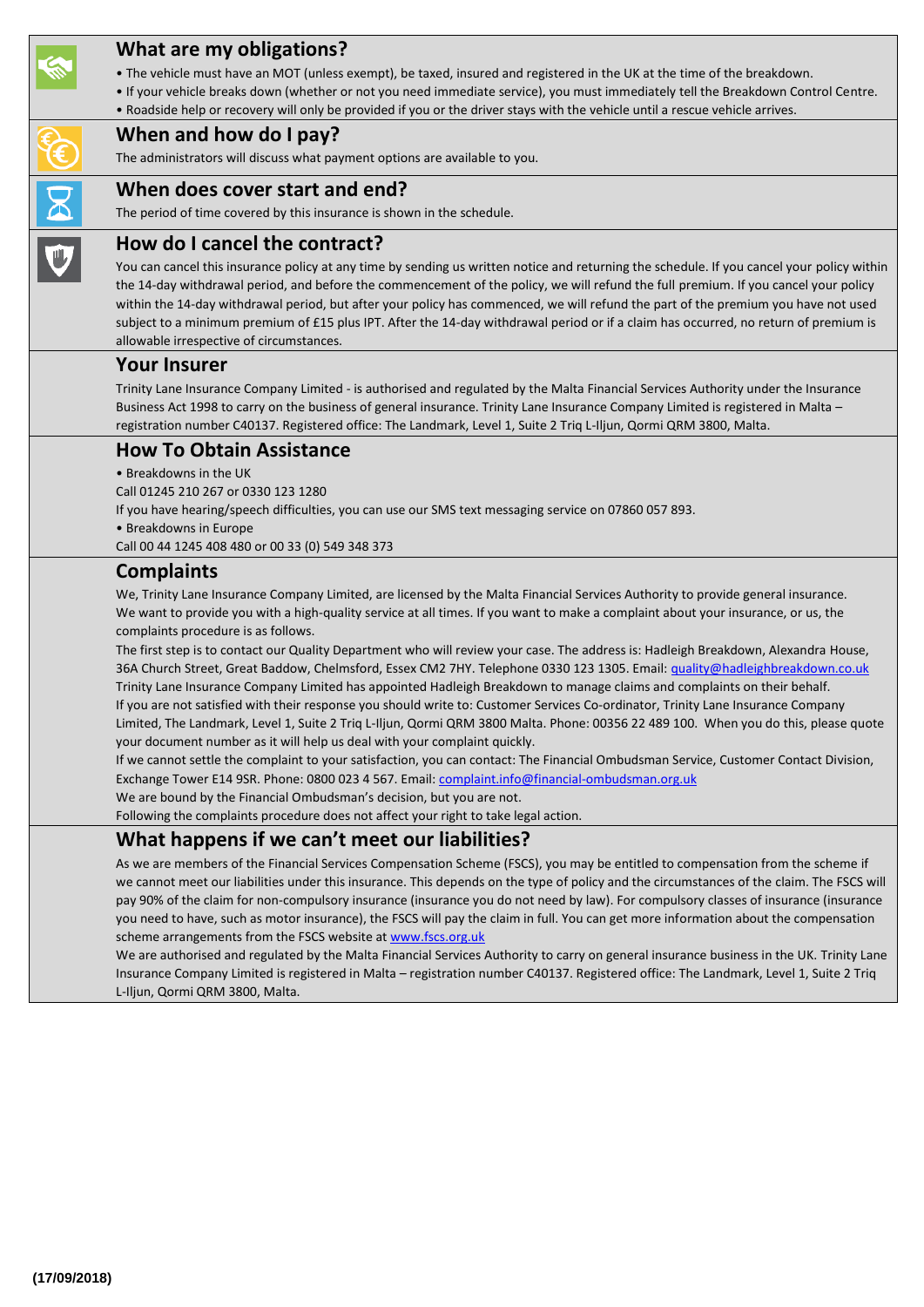## What are my obligations?

- The vehicle must have an MOT (unless exempt), be taxed, insured and registered in the UK at the time of the breakdown.
- If your vehicle breaks down (whether or not you need immediate service), you must immediately tell the Breakdown Control Centre.
- Roadside help or recovery will only be provided if you or the driver stays with the vehicle until a rescue vehicle arrives.

## When and how do I pay?

The administrators will discuss what payment options are available to you.

## When does cover start and end?

The period of time covered by this insurance is shown in the schedule.

## How do I cancel the contract?

You can cancel this insurance policy at any time by sending us written notice and returning the schedule. If you cancel your policy within the 14-day withdrawal period, and before the commencement of the policy, we will refund the full premium. If you cancel your policy within the 14-day withdrawal period, but after your policy has commenced, we will refund the part of the premium you have not used subject to a minimum premium of £15 plus IPT. After the 14-day withdrawal period or if a claim has occurred, no return of premium is allowable irrespective of circumstances.

## Your Insurer

Trinity Lane Insurance Company Limited - is authorised and regulated by the Malta Financial Services Authority under the Insurance Business Act 1998 to carry on the business of general insurance. Trinity Lane Insurance Company Limited is registered in Malta – registration number C40137. Registered office: The Landmark, Level 1, Suite 2 Triq L-Iljun, Qormi QRM 3800, Malta.

## How To Obtain Assistance

- Breakdowns in the UK

Call 01245 210 267 or 0330 123 1280

If you have hearing/speech difficulties, you can use our SMS text messaging service on 07860 057 893.

- Breakdowns in Europe

Call 00 44 1245 408 480 or 00 33 (0) 549 348 373

## Complaints

We, Trinity Lane Insurance Company Limited, are licensed by the Malta Financial Services Authority to provide general insurance. We want to provide you with a high-quality service at all times. If you want to make a complaint about your insurance, or us, the complaints procedure is as follows.

The first step is to contact our Quality Department who will review your case. The address is: Hadleigh Breakdown, Alexandra House, 36A Church Street, Great Baddow, Chelmsford, Essex CM2 7HY. Telephone 0330 123 1305. Email: quality@hadleighbreakdown.co.uk

Trinity Lane Insurance Company Limited has appointed Hadleigh Breakdown to manage claims and complaints on their behalf.

If you are not satisfied with their response you should write to: Customer Services Co-ordinator, Trinity Lane Insurance Company Limited, The Landmark, Level 1, Suite 2 Triq L-Iljun, Qormi QRM 3800 Malta. Phone: 00356 22 489 100. When you do this, please quote your document number as it will help us deal with your complaint quickly.

If we cannot settle the complaint to your satisfaction, you can contact: The Financial Ombudsman Service, Customer Contact Division, Exchange Tower E14 9SR. Phone: 0800 023 4 567. Email: complaint.info@financial-ombudsman.org.uk

We are bound by the Financial Ombudsman's decision, but you are not.

Following the complaints procedure does not affect your right to take legal action.

## What happens if we can't meet our liabilities?

As we are members of the Financial Services Compensation Scheme (FSCS), you may be entitled to compensation from the scheme if we cannot meet our liabilities under this insurance. This depends on the type of policy and the circumstances of the claim. The FSCS will pay 90% of the claim for non-compulsory insurance (insurance you do not need by law). For compulsory classes of insurance (insurance you need to have, such as motor insurance), the FSCS will pay the claim in full. You can get more information about the compensation scheme arrangements from the FSCS website at www.fscs.org.uk

We are authorised and regulated by the Malta Financial Services Authority to carry on general insurance business in the UK. Trinity Lane Insurance Company Limited is registered in Malta – registration number C40137. Registered office: The Landmark, Level 1, Suite 2 Triq L-Iljun, Qormi QRM 3800, Malta.

**(17/09/2018)**